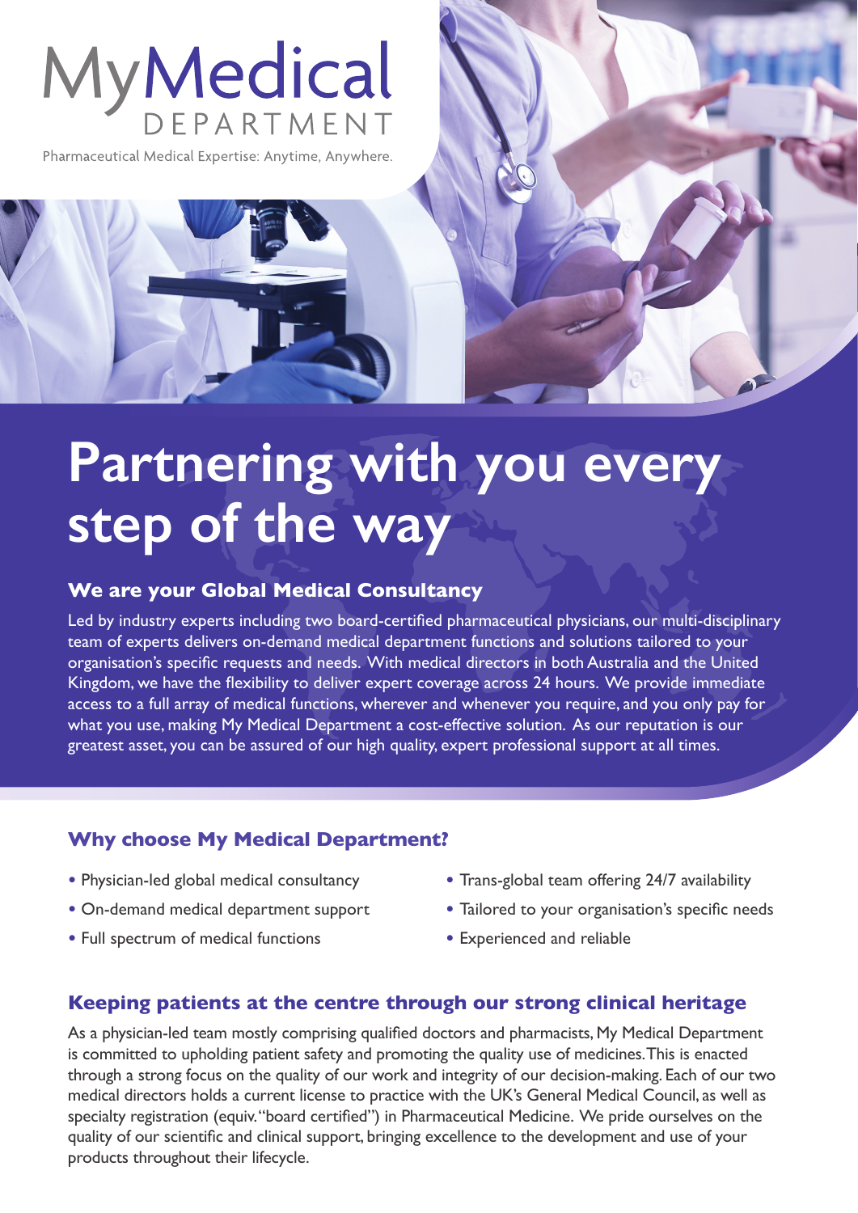# MyMedical DEPARTMENT

Pharmaceutical Medical Expertise: Anytime, Anywhere.

# Partnering with you every step of the way

## We are your Global Medical Consultancy

Led by industry experts including two board-certified pharmaceutical physicians, our multi-disciplinary team of experts delivers on-demand medical department functions and solutions tailored to your organisation's specific requests and needs. With medical directors in both Australia and the United Kingdom, we have the flexibility to deliver expert coverage across 24 hours. We provide immediate access to a full array of medical functions, wherever and whenever you require, and you only pay for what you use, making My Medical Department a cost-effective solution. As our reputation is our greatest asset, you can be assured of our high quality, expert professional support at all times.

## Why choose My Medical Department?

- Physician-led global medical consultancy
- On-demand medical department support
- Full spectrum of medical functions
- Trans-global team offering 24/7 availability
- Tailored to your organisation's specific needs
- Experienced and reliable

## Keeping patients at the centre through our strong clinical heritage

As a physician-led team mostly comprising qualified doctors and pharmacists, My Medical Department is committed to upholding patient safety and promoting the quality use of medicines. This is enacted through a strong focus on the quality of our work and integrity of our decision-making. Each of our two medical directors holds a current license to practice with the UK's General Medical Council, as well as specialty registration (equiv. "board certified") in Pharmaceutical Medicine. We pride ourselves on the quality of our scientific and clinical support, bringing excellence to the development and use of your products throughout their lifecycle.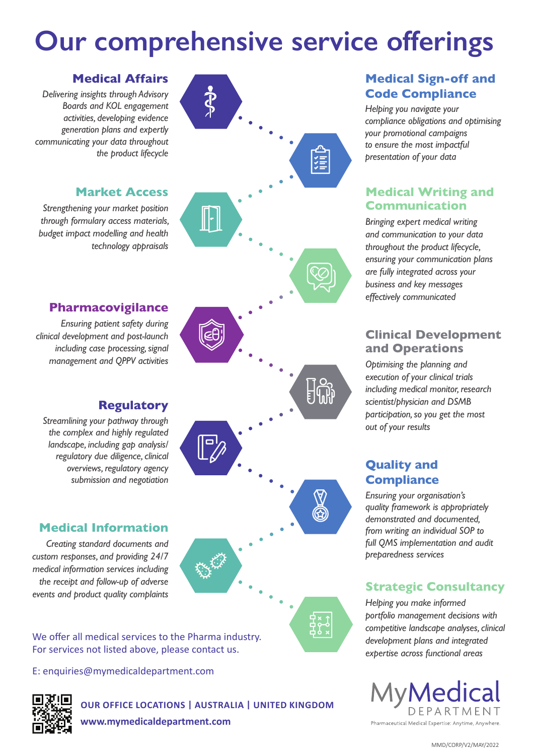# Our comprehensive service offerings

## Medical Affairs

*Delivering insights through Advisory Boards and KOL engagement activities, developing evidence generation plans and expertly communicating your data throughout the product lifecycle*

## Medical Sign-off and Code Compliance

*Helping you navigate your compliance obligations and optimising your promotional campaigns to ensure the most impactful presentation of your data*

## Market Access

*Strengthening your market position through formulary access materials, budget impact modelling and health technology appraisals*

## Medical Writing and Communication

*Bringing expert medical writing and communication to your data throughout the product lifecycle, ensuring your communication plans are fully integrated across your business and key messages effectively communicated*

## Pharmacovigilance

*Ensuring patient safety during clinical development and post-launch including case processing, signal management and QPPV activities*

## Clinical Development and Operations

*Optimising the planning and execution of your clinical trials including medical monitor, research scientist/physician and DSMB participation, so you get the most out of your results*

## Regulatory

*Streamlining your pathway through the complex and highly regulated landscape, including gap analysis/regulatory due diligence, clinical overviews, regulatory agency submission and negotiation*

## Quality and Compliance

*Ensuring your organisation's quality framework is appropriately demonstrated and documented, from writing an individual SOP to full QMS implementation and audit preparedness services*

## Medical Information

*Creating standard documents and custom responses, and providing 24/7 medical information services including the receipt and follow-up of adverse events and product quality complaints*

## Strategic Consultancy

*Helping you make informed portfolio management decisions with competitive landscape analyses, clinical development plans and integrated expertise across functional areas*

We offer all medical services to the Pharma industry.
For services not listed above, please contact us.

E: enquiries@mymedicaldepartment.com

**OUR OFFICE LOCATIONS | AUSTRALIA | UNITED KINGDOM**

**www.mymedicaldepartment.com**

MyMedical DEPARTMENT

Pharmaceutical Medical Expertise: Anytime, Anywhere.

MMD/CORP/V2/MAY/2022